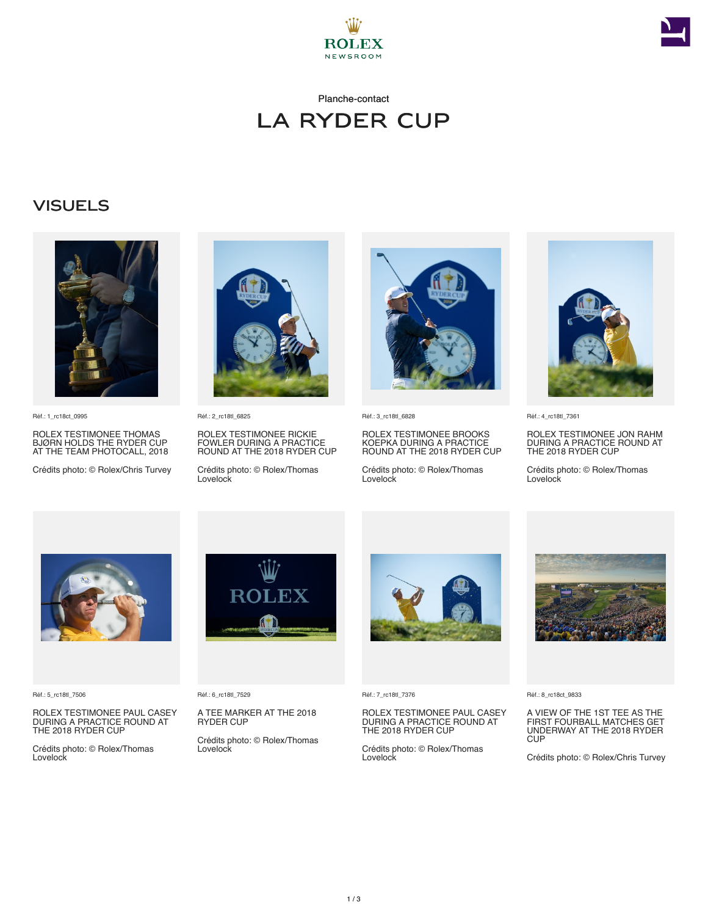ROLEX
NEWSROOM

Planche-contact

# LA RYDER CUP

## VISUELS

Réf.: 1_rc18ct_0995

ROLEX TESTIMONEE THOMAS BJØRN HOLDS THE RYDER CUP AT THE TEAM PHOTOCALL, 2018

Crédits photo: © Rolex/Chris Turvey

Réf.: 2_rc18tl_6825

ROLEX TESTIMONEE RICKIE FOWLER DURING A PRACTICE ROUND AT THE 2018 RYDER CUP

Crédits photo: © Rolex/Thomas Lovelock

Réf.: 3_rc18tl_6828

ROLEX TESTIMONEE BROOKS KOEPKA DURING A PRACTICE ROUND AT THE 2018 RYDER CUP

Crédits photo: © Rolex/Thomas Lovelock

Réf.: 4_rc18tl_7361

ROLEX TESTIMONEE JON RAHM DURING A PRACTICE ROUND AT THE 2018 RYDER CUP

Crédits photo: © Rolex/Thomas Lovelock

Réf.: 5_rc18tl_7506

ROLEX TESTIMONEE PAUL CASEY DURING A PRACTICE ROUND AT THE 2018 RYDER CUP

Crédits photo: © Rolex/Thomas Lovelock

Réf.: 6_rc18tl_7529

A TEE MARKER AT THE 2018 RYDER CUP

Crédits photo: © Rolex/Thomas Lovelock

Réf.: 7_rc18tl_7376

ROLEX TESTIMONEE PAUL CASEY DURING A PRACTICE ROUND AT THE 2018 RYDER CUP

Crédits photo: © Rolex/Thomas Lovelock

Réf.: 8_rc18ct_9833

A VIEW OF THE 1ST TEE AS THE FIRST FOURBALL MATCHES GET UNDERWAY AT THE 2018 RYDER CUP

Crédits photo: © Rolex/Chris Turvey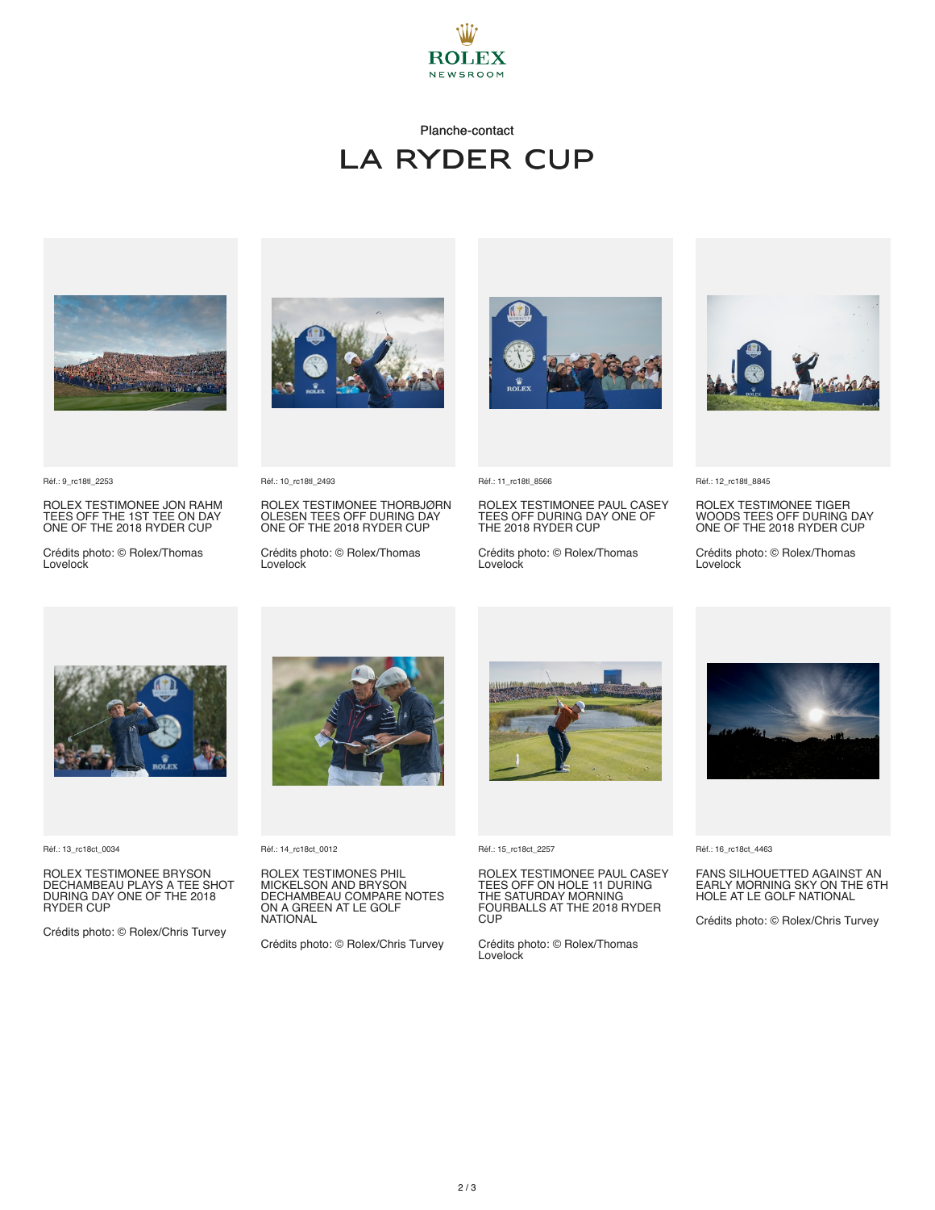ROLEX
NEWSROOM

Planche-contact

# LA RYDER CUP

Réf.: 9_rc18tl_2253

ROLEX TESTIMONEE JON RAHM TEES OFF THE 1ST TEE ON DAY ONE OF THE 2018 RYDER CUP

Crédits photo: © Rolex/Thomas Lovelock

Réf.: 10_rc18tl_2493

ROLEX TESTIMONEE THORBJØRN OLESEN TEES OFF DURING DAY ONE OF THE 2018 RYDER CUP

Crédits photo: © Rolex/Thomas Lovelock

Réf.: 11_rc18tl_8566

ROLEX TESTIMONEE PAUL CASEY TEES OFF DURING DAY ONE OF THE 2018 RYDER CUP

Crédits photo: © Rolex/Thomas Lovelock

Réf.: 12_rc18tl_8845

ROLEX TESTIMONEE TIGER WOODS TEES OFF DURING DAY ONE OF THE 2018 RYDER CUP

Crédits photo: © Rolex/Thomas Lovelock

Réf.: 13_rc18ct_0034

ROLEX TESTIMONEE BRYSON DECHAMBEAU PLAYS A TEE SHOT DURING DAY ONE OF THE 2018 RYDER CUP

Crédits photo: © Rolex/Chris Turvey

Réf.: 14_rc18ct_0012

ROLEX TESTIMONES PHIL MICKELSON AND BRYSON DECHAMBEAU COMPARE NOTES ON A GREEN AT LE GOLF NATIONAL

Crédits photo: © Rolex/Chris Turvey

Réf.: 15_rc18ct_2257

ROLEX TESTIMONEE PAUL CASEY TEES OFF ON HOLE 11 DURING THE SATURDAY MORNING FOURBALLS AT THE 2018 RYDER CUP

Crédits photo: © Rolex/Thomas Lovelock

Réf.: 16_rc18ct_4463

FANS SILHOUETTED AGAINST AN EARLY MORNING SKY ON THE 6TH HOLE AT LE GOLF NATIONAL

Crédits photo: © Rolex/Chris Turvey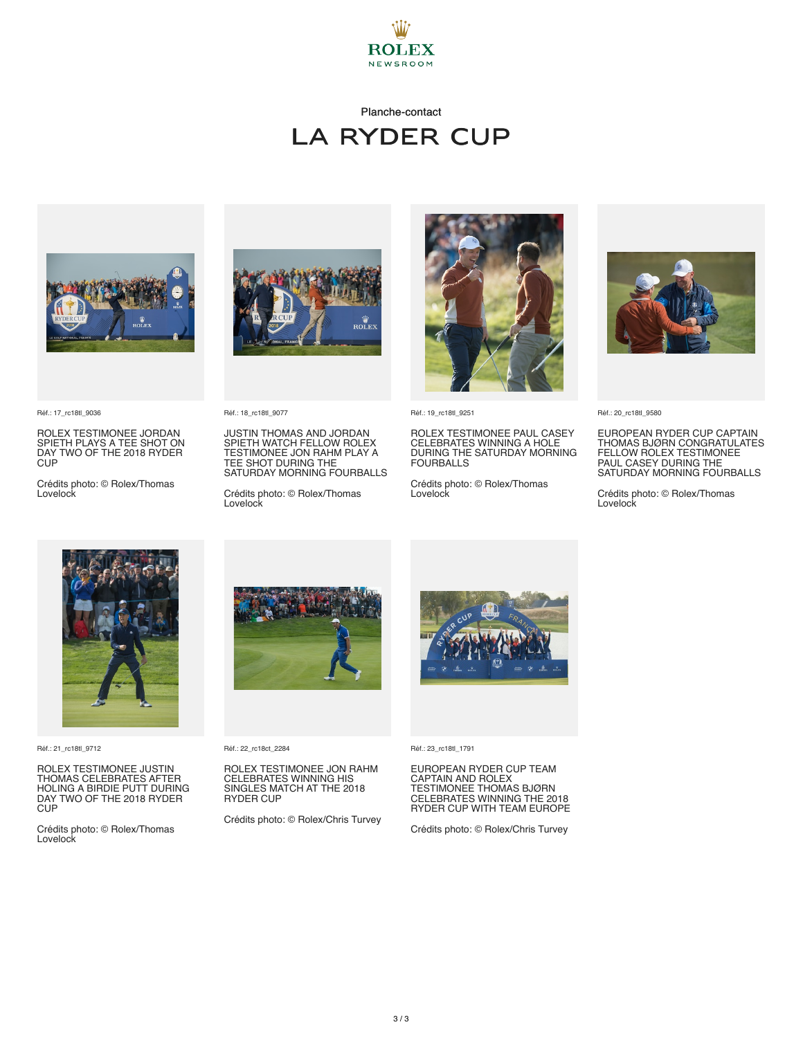# Planche-contact

# LA RYDER CUP

Réf.: 17_rc18tl_9036

ROLEX TESTIMONEE JORDAN SPIETH PLAYS A TEE SHOT ON DAY TWO OF THE 2018 RYDER CUP

Crédits photo: © Rolex/Thomas Lovelock

Réf.: 18_rc18tl_9077

JUSTIN THOMAS AND JORDAN SPIETH WATCH FELLOW ROLEX TESTIMONEE JON RAHM PLAY A TEE SHOT DURING THE SATURDAY MORNING FOURBALLS

Crédits photo: © Rolex/Thomas Lovelock

Réf.: 19_rc18tl_9251

ROLEX TESTIMONEE PAUL CASEY CELEBRATES WINNING A HOLE DURING THE SATURDAY MORNING FOURBALLS

Crédits photo: © Rolex/Thomas Lovelock

Réf.: 20_rc18tl_9580

EUROPEAN RYDER CUP CAPTAIN THOMAS BJØRN CONGRATULATES FELLOW ROLEX TESTIMONEE PAUL CASEY DURING THE SATURDAY MORNING FOURBALLS

Crédits photo: © Rolex/Thomas Lovelock

Réf.: 21_rc18tl_9712

ROLEX TESTIMONEE JUSTIN THOMAS CELEBRATES AFTER HOLING A BIRDIE PUTT DURING DAY TWO OF THE 2018 RYDER CUP

Crédits photo: © Rolex/Thomas Lovelock

Réf.: 22_rc18ct_2284

ROLEX TESTIMONEE JON RAHM CELEBRATES WINNING HIS SINGLES MATCH AT THE 2018 RYDER CUP

Crédits photo: © Rolex/Chris Turvey

Réf.: 23_rc18tl_1791

EUROPEAN RYDER CUP TEAM CAPTAIN AND ROLEX TESTIMONEE THOMAS BJØRN CELEBRATES WINNING THE 2018 RYDER CUP WITH TEAM EUROPE

Crédits photo: © Rolex/Chris Turvey